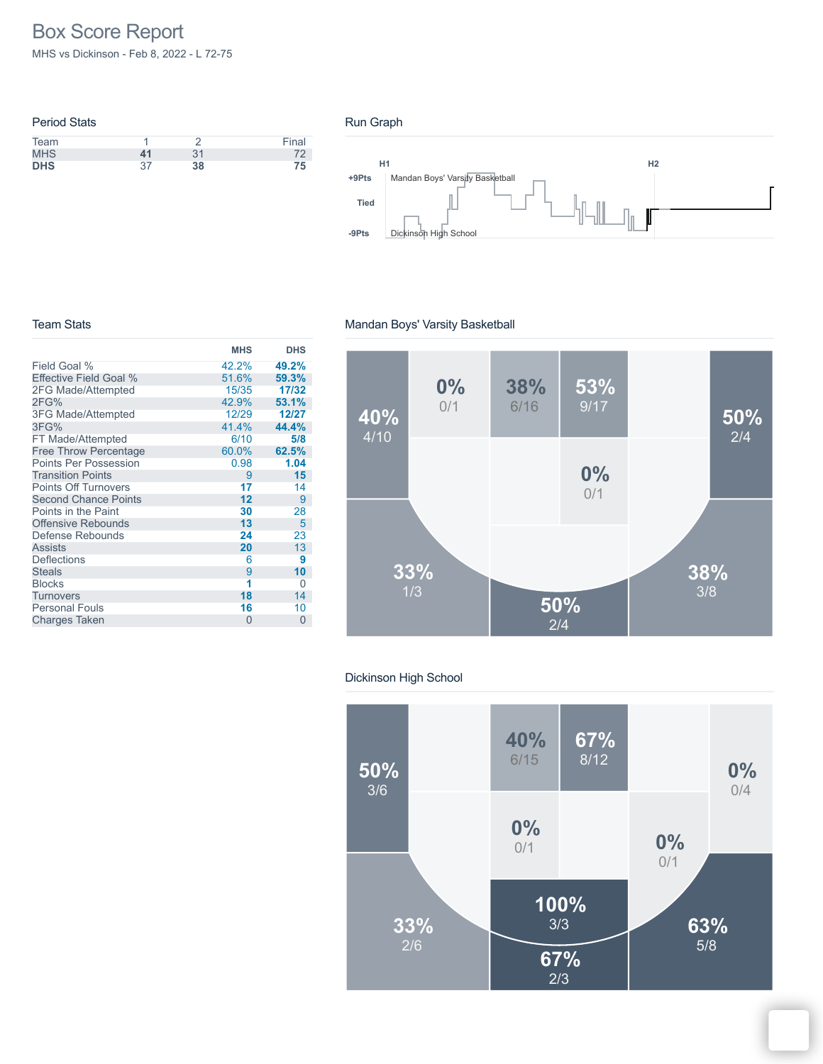# Box Score Report

MHS vs Dickinson - Feb 8, 2022 - L 72-75

## Period Stats

| Team | 1 | 2 | Final |
|---|---|---|---|
| MHS | **41** | 31 | 72 |
| **DHS** | 37 | **38** | **75** |

## Run Graph

H1 H2

+9Pts Mandan Boys' Varsity Basketball

Tied

-9Pts Dickinson High School

## Team Stats

| | MHS | DHS |
|---|---|---|
| Field Goal % | 42.2% | **49.2%** |
| Effective Field Goal % | 51.6% | **59.3%** |
| 2FG Made/Attempted | 15/35 | **17/32** |
| 2FG% | 42.9% | **53.1%** |
| 3FG Made/Attempted | 12/29 | **12/27** |
| 3FG% | 41.4% | **44.4%** |
| FT Made/Attempted | 6/10 | **5/8** |
| Free Throw Percentage | 60.0% | **62.5%** |
| Points Per Possession | 0.98 | **1.04** |
| Transition Points | 9 | **15** |
| Points Off Turnovers | **17** | 14 |
| Second Chance Points | **12** | 9 |
| Points in the Paint | **30** | 28 |
| Offensive Rebounds | **13** | 5 |
| Defense Rebounds | **24** | 23 |
| Assists | **20** | 13 |
| Deflections | 6 | **9** |
| Steals | 9 | **10** |
| Blocks | **1** | 0 |
| Turnovers | **18** | 14 |
| Personal Fouls | **16** | 10 |
| Charges Taken | 0 | 0 |

## Mandan Boys' Varsity Basketball

40% 4/10

0% 0/1

38% 6/16

53% 9/17

50% 2/4

0% 0/1

33% 1/3

38% 3/8

50% 2/4

## Dickinson High School

50% 3/6

40% 6/15

67% 8/12

0% 0/4

0% 0/1

0% 0/1

100% 3/3

33% 2/6

63% 5/8

67% 2/3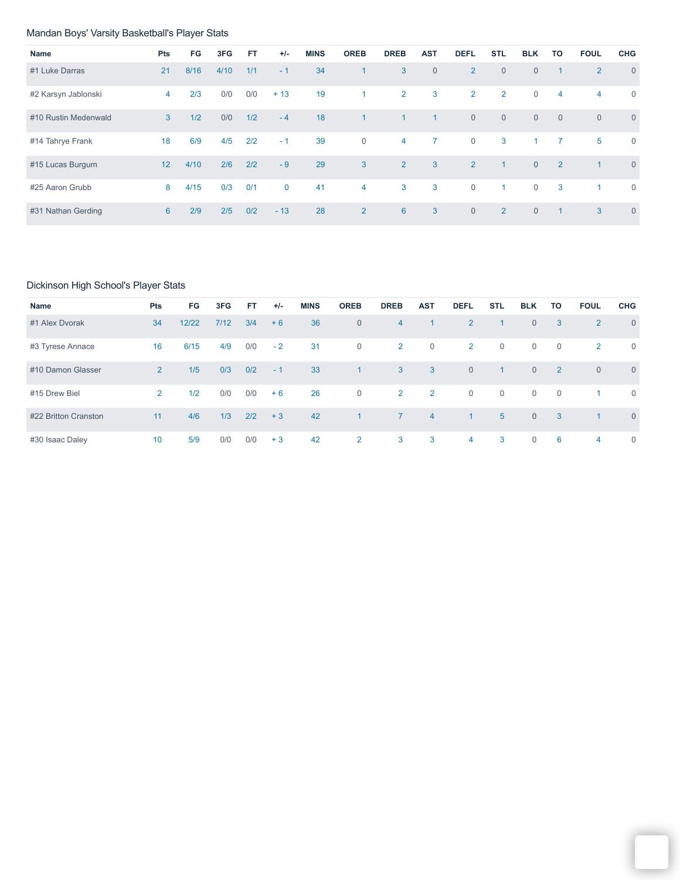Mandan Boys' Varsity Basketball's Player Stats

| Name | Pts | FG | 3FG | FT | +/- | MINS | OREB | DREB | AST | DEFL | STL | BLK | TO | FOUL | CHG |
|---|---|---|---|---|---|---|---|---|---|---|---|---|---|---|---|
| #1 Luke Darras | 21 | 8/16 | 4/10 | 1/1 | - 1 | 34 | 1 | 3 | 0 | 2 | 0 | 0 | 1 | 2 | 0 |
| #2 Karsyn Jablonski | 4 | 2/3 | 0/0 | 0/0 | + 13 | 19 | 1 | 2 | 3 | 2 | 2 | 0 | 4 | 4 | 0 |
| #10 Rustin Medenwald | 3 | 1/2 | 0/0 | 1/2 | - 4 | 18 | 1 | 1 | 1 | 0 | 0 | 0 | 0 | 0 | 0 |
| #14 Tahrye Frank | 18 | 6/9 | 4/5 | 2/2 | - 1 | 39 | 0 | 4 | 7 | 0 | 3 | 1 | 7 | 5 | 0 |
| #15 Lucas Burgum | 12 | 4/10 | 2/6 | 2/2 | - 9 | 29 | 3 | 2 | 3 | 2 | 1 | 0 | 2 | 1 | 0 |
| #25 Aaron Grubb | 8 | 4/15 | 0/3 | 0/1 | 0 | 41 | 4 | 3 | 3 | 0 | 1 | 0 | 3 | 1 | 0 |
| #31 Nathan Gerding | 6 | 2/9 | 2/5 | 0/2 | - 13 | 28 | 2 | 6 | 3 | 0 | 2 | 0 | 1 | 3 | 0 |

Dickinson High School's Player Stats

| Name | Pts | FG | 3FG | FT | +/- | MINS | OREB | DREB | AST | DEFL | STL | BLK | TO | FOUL | CHG |
|---|---|---|---|---|---|---|---|---|---|---|---|---|---|---|---|
| #1 Alex Dvorak | 34 | 12/22 | 7/12 | 3/4 | + 6 | 36 | 0 | 4 | 1 | 2 | 1 | 0 | 3 | 2 | 0 |
| #3 Tyrese Annace | 16 | 6/15 | 4/9 | 0/0 | - 2 | 31 | 0 | 2 | 0 | 2 | 0 | 0 | 0 | 2 | 0 |
| #10 Damon Glasser | 2 | 1/5 | 0/3 | 0/2 | - 1 | 33 | 1 | 3 | 3 | 0 | 1 | 0 | 2 | 0 | 0 |
| #15 Drew Biel | 2 | 1/2 | 0/0 | 0/0 | + 6 | 26 | 0 | 2 | 2 | 0 | 0 | 0 | 0 | 1 | 0 |
| #22 Britton Cranston | 11 | 4/6 | 1/3 | 2/2 | + 3 | 42 | 1 | 7 | 4 | 1 | 5 | 0 | 3 | 1 | 0 |
| #30 Isaac Daley | 10 | 5/9 | 0/0 | 0/0 | + 3 | 42 | 2 | 3 | 3 | 4 | 3 | 0 | 6 | 4 | 0 |